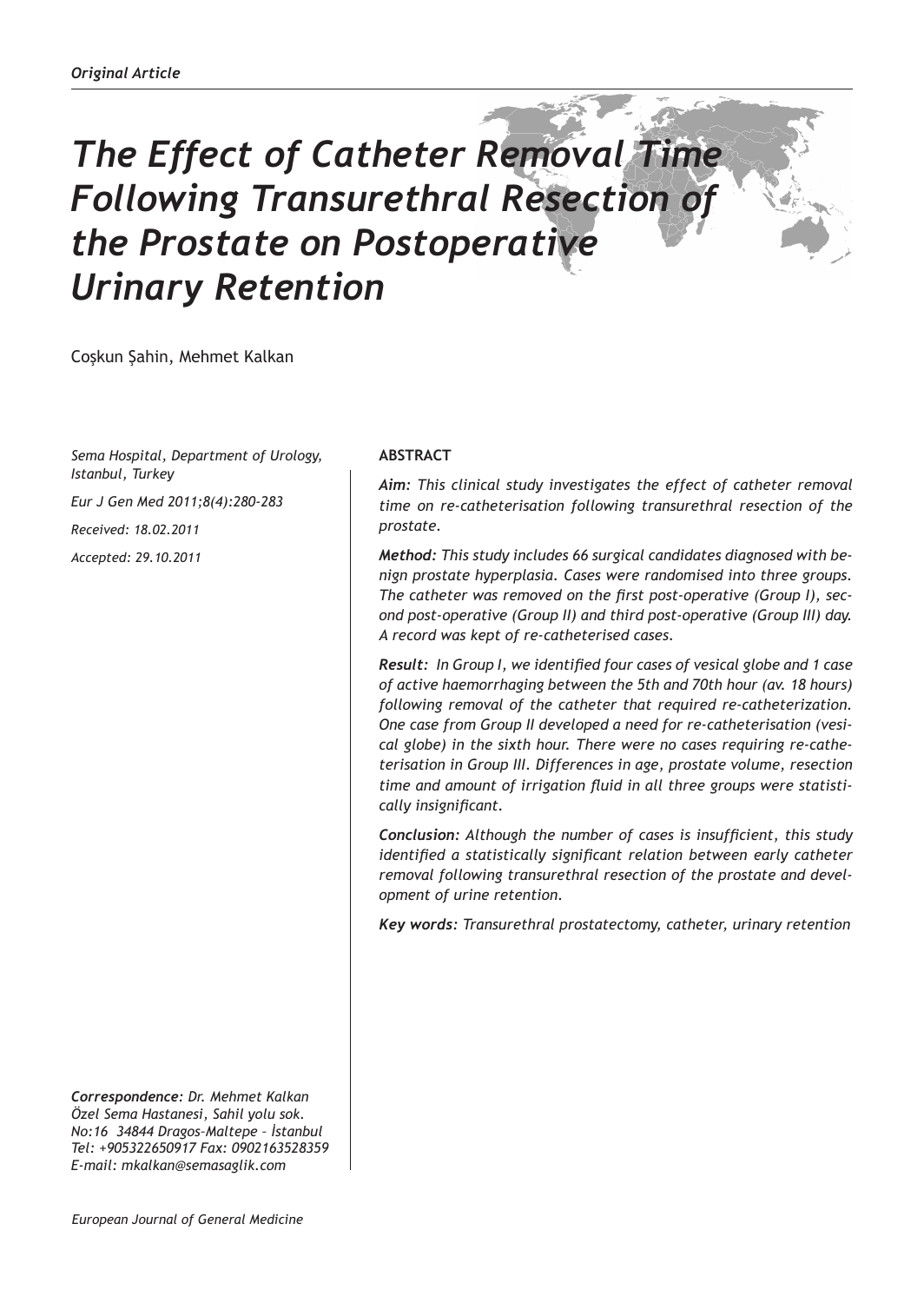*Original Article*

# *The Effect of Catheter Removal Time Following Transurethral Resection of the Prostate on Postoperative Urinary Retention*

Coşkun Şahin, Mehmet Kalkan

*Sema Hospital, Department of Urology, Istanbul, Turkey*

*Eur J Gen Med 2011;8(4):280-283*

*Received: 18.02.2011*

*Accepted: 29.10.2011*

**ABSTRACT**

***Aim:*** *This clinical study investigates the effect of catheter removal time on re-catheterisation following transurethral resection of the prostate.*

***Method:*** *This study includes 66 surgical candidates diagnosed with benign prostate hyperplasia. Cases were randomised into three groups. The catheter was removed on the first post-operative (Group I), second post-operative (Group II) and third post-operative (Group III) day. A record was kept of re-catheterised cases.*

***Result:*** *In Group I, we identified four cases of vesical globe and 1 case of active haemorrhaging between the 5th and 70th hour (av. 18 hours) following removal of the catheter that required re-catheterization. One case from Group II developed a need for re-catheterisation (vesical globe) in the sixth hour. There were no cases requiring re-catheterisation in Group III. Differences in age, prostate volume, resection time and amount of irrigation fluid in all three groups were statistically insignificant.*

***Conclusion:*** *Although the number of cases is insufficient, this study identified a statistically significant relation between early catheter removal following transurethral resection of the prostate and development of urine retention.*

***Key words:*** *Transurethral prostatectomy, catheter, urinary retention*

***Correspondence:*** *Dr. Mehmet Kalkan*
*Özel Sema Hastanesi, Sahil yolu sok. No:16 34844 Dragos–Maltepe – İstanbul*
*Tel: +905322650917 Fax: 0902163528359*
*E-mail: mkalkan@semasaglik.com*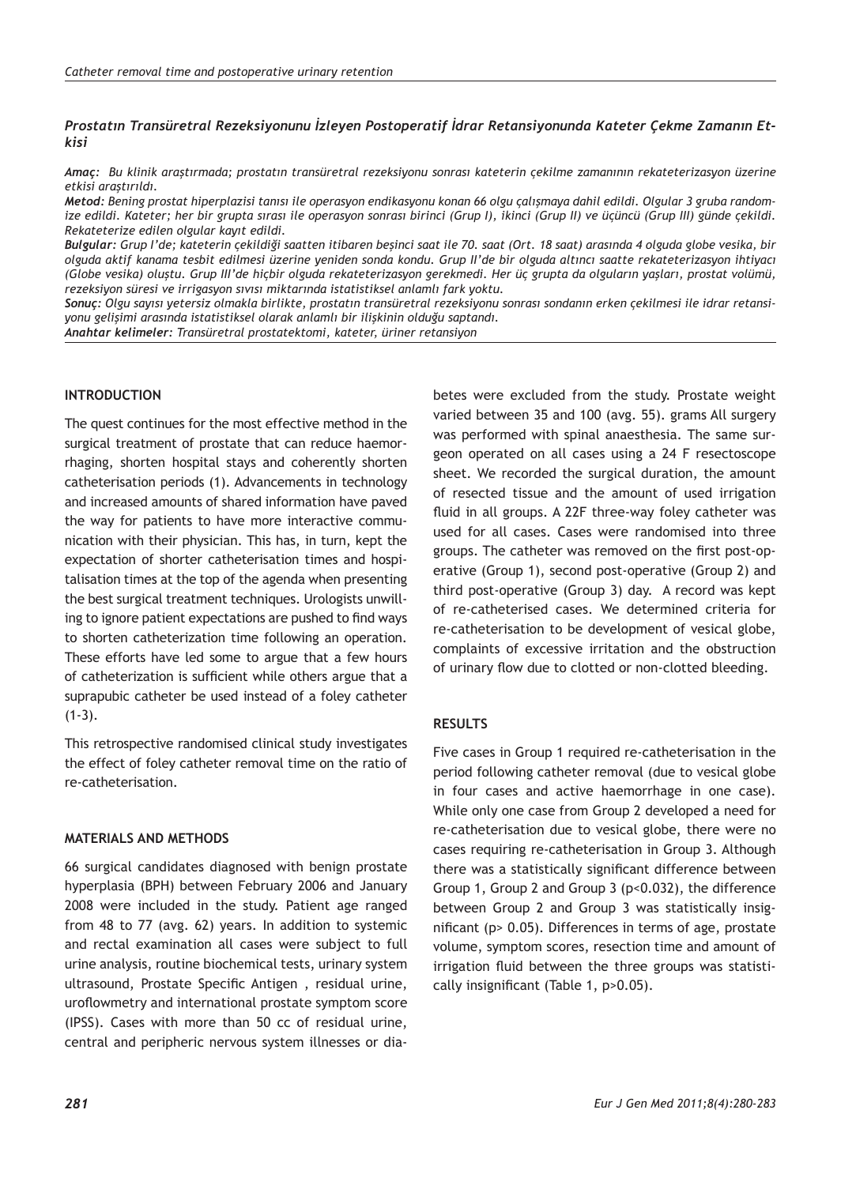### Prostatın Transüretral Rezeksiyonunu İzleyen Postoperatif İdrar Retansiyonunda Kateter Çekme Zamanın Etkisi

***Amaç:*** *Bu klinik araştırmada; prostatın transüretral rezeksiyonu sonrası kateterin çekilme zamanının rekateterizasyon üzerine etkisi araştırıldı.*

***Metod:*** *Bening prostat hiperplazisi tanısı ile operasyon endikasyonu konan 66 olgu çalışmaya dahil edildi. Olgular 3 gruba randomize edildi. Kateter; her bir grupta sırası ile operasyon sonrası birinci (Grup I), ikinci (Grup II) ve üçüncü (Grup III) günde çekildi. Rekateterize edilen olgular kayıt edildi.*

***Bulgular:*** *Grup I'de; kateterin çekildiği saatten itibaren beşinci saat ile 70. saat (Ort. 18 saat) arasında 4 olguda globe vesika, bir olguda aktif kanama tesbit edilmesi üzerine yeniden sonda kondu. Grup II'de bir olguda altıncı saatte rekateterizasyon ihtiyacı (Globe vesika) oluştu. Grup III'de hiçbir olguda rekateterizasyon gerekmedi. Her üç grupta da olguların yaşları, prostat volümü, rezeksiyon süresi ve irrigasyon sıvısı miktarında istatistiksel anlamlı fark yoktu.*

***Sonuç:*** *Olgu sayısı yetersiz olmakla birlikte, prostatın transüretral rezeksiyonu sonrası sondanın erken çekilmesi ile idrar retansiyonu gelişimi arasında istatistiksel olarak anlamlı bir ilişkinin olduğu saptandı.*

***Anahtar kelimeler:*** *Transüretral prostatektomi, kateter, üriner retansiyon*

## INTRODUCTION

The quest continues for the most effective method in the surgical treatment of prostate that can reduce haemorrhaging, shorten hospital stays and coherently shorten catheterisation periods (1). Advancements in technology and increased amounts of shared information have paved the way for patients to have more interactive communication with their physician. This has, in turn, kept the expectation of shorter catheterisation times and hospitalisation times at the top of the agenda when presenting the best surgical treatment techniques. Urologists unwilling to ignore patient expectations are pushed to find ways to shorten catheterization time following an operation. These efforts have led some to argue that a few hours of catheterization is sufficient while others argue that a suprapubic catheter be used instead of a foley catheter (1-3).

This retrospective randomised clinical study investigates the effect of foley catheter removal time on the ratio of re-catheterisation.

## MATERIALS AND METHODS

66 surgical candidates diagnosed with benign prostate hyperplasia (BPH) between February 2006 and January 2008 were included in the study. Patient age ranged from 48 to 77 (avg. 62) years. In addition to systemic and rectal examination all cases were subject to full urine analysis, routine biochemical tests, urinary system ultrasound, Prostate Specific Antigen , residual urine, uroflowmetry and international prostate symptom score (IPSS). Cases with more than 50 cc of residual urine, central and peripheric nervous system illnesses or diabetes were excluded from the study. Prostate weight varied between 35 and 100 (avg. 55). grams All surgery was performed with spinal anaesthesia. The same surgeon operated on all cases using a 24 F resectoscope sheet. We recorded the surgical duration, the amount of resected tissue and the amount of used irrigation fluid in all groups. A 22F three-way foley catheter was used for all cases. Cases were randomised into three groups. The catheter was removed on the first post-operative (Group 1), second post-operative (Group 2) and third post-operative (Group 3) day. A record was kept of re-catheterised cases. We determined criteria for re-catheterisation to be development of vesical globe, complaints of excessive irritation and the obstruction of urinary flow due to clotted or non-clotted bleeding.

## RESULTS

Five cases in Group 1 required re-catheterisation in the period following catheter removal (due to vesical globe in four cases and active haemorrhage in one case). While only one case from Group 2 developed a need for re-catheterisation due to vesical globe, there were no cases requiring re-catheterisation in Group 3. Although there was a statistically significant difference between Group 1, Group 2 and Group 3 ($p<0.032$), the difference between Group 2 and Group 3 was statistically insignificant ($p> 0.05$). Differences in terms of age, prostate volume, symptom scores, resection time and amount of irrigation fluid between the three groups was statistically insignificant (Table 1, $p>0.05$).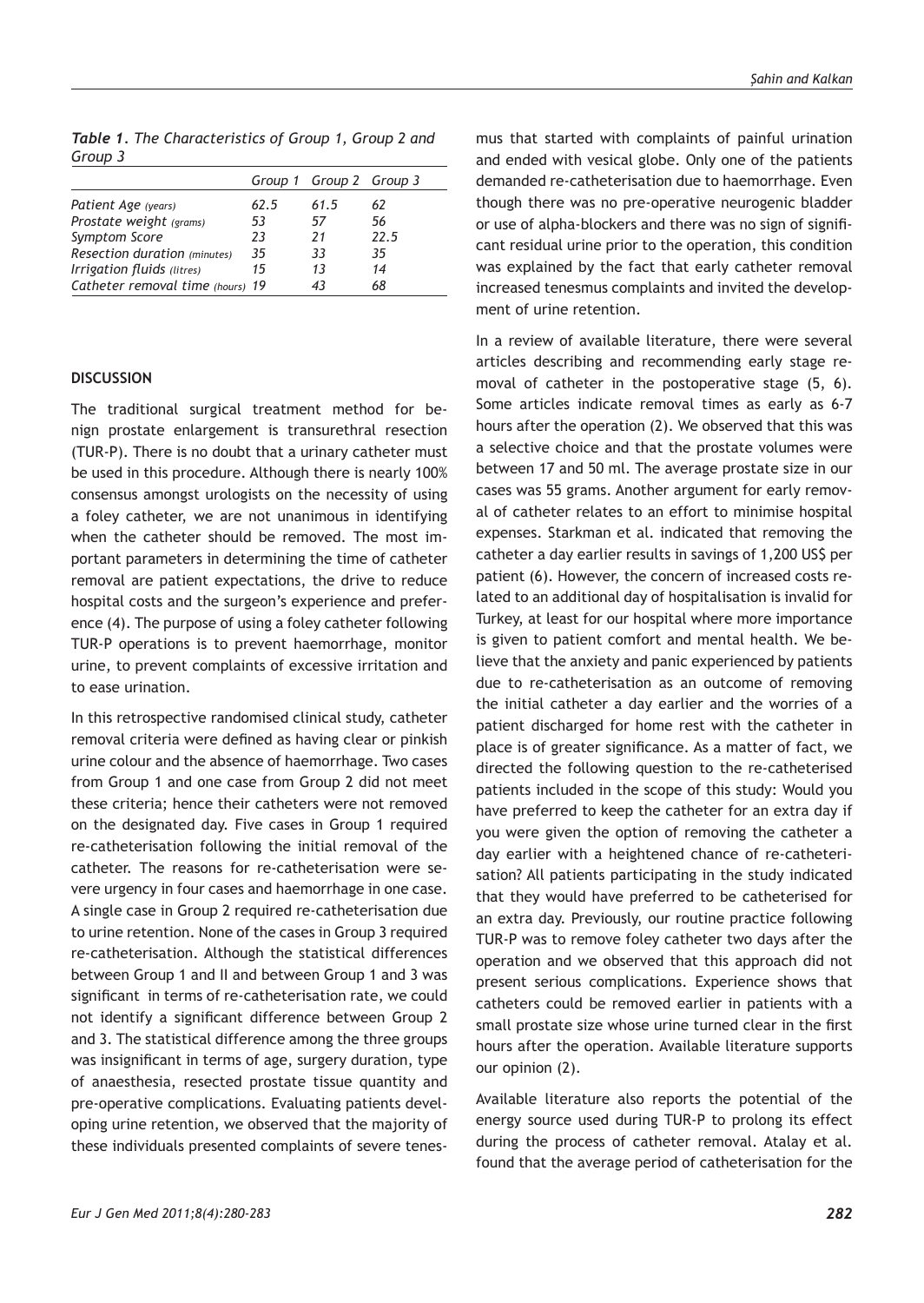*Table 1. The Characteristics of Group 1, Group 2 and Group 3*

| | Group 1 | Group 2 | Group 3 |
|---|---|---|---|
| Patient Age (years) | 62.5 | 61.5 | 62 |
| Prostate weight (grams) | 53 | 57 | 56 |
| Symptom Score | 23 | 21 | 22.5 |
| Resection duration (minutes) | 35 | 33 | 35 |
| Irrigation fluids (litres) | 15 | 13 | 14 |
| Catheter removal time (hours) | 19 | 43 | 68 |

## DISCUSSION

The traditional surgical treatment method for benign prostate enlargement is transurethral resection (TUR-P). There is no doubt that a urinary catheter must be used in this procedure. Although there is nearly 100% consensus amongst urologists on the necessity of using a foley catheter, we are not unanimous in identifying when the catheter should be removed. The most important parameters in determining the time of catheter removal are patient expectations, the drive to reduce hospital costs and the surgeon's experience and preference (4). The purpose of using a foley catheter following TUR-P operations is to prevent haemorrhage, monitor urine, to prevent complaints of excessive irritation and to ease urination.

In this retrospective randomised clinical study, catheter removal criteria were defined as having clear or pinkish urine colour and the absence of haemorrhage. Two cases from Group 1 and one case from Group 2 did not meet these criteria; hence their catheters were not removed on the designated day. Five cases in Group 1 required re-catheterisation following the initial removal of the catheter. The reasons for re-catheterisation were severe urgency in four cases and haemorrhage in one case. A single case in Group 2 required re-catheterisation due to urine retention. None of the cases in Group 3 required re-catheterisation. Although the statistical differences between Group 1 and II and between Group 1 and 3 was significant in terms of re-catheterisation rate, we could not identify a significant difference between Group 2 and 3. The statistical difference among the three groups was insignificant in terms of age, surgery duration, type of anaesthesia, resected prostate tissue quantity and pre-operative complications. Evaluating patients developing urine retention, we observed that the majority of these individuals presented complaints of severe tenesmus that started with complaints of painful urination and ended with vesical globe. Only one of the patients demanded re-catheterisation due to haemorrhage. Even though there was no pre-operative neurogenic bladder or use of alpha-blockers and there was no sign of significant residual urine prior to the operation, this condition was explained by the fact that early catheter removal increased tenesmus complaints and invited the development of urine retention.

In a review of available literature, there were several articles describing and recommending early stage removal of catheter in the postoperative stage (5, 6). Some articles indicate removal times as early as 6-7 hours after the operation (2). We observed that this was a selective choice and that the prostate volumes were between 17 and 50 ml. The average prostate size in our cases was 55 grams. Another argument for early removal of catheter relates to an effort to minimise hospital expenses. Starkman et al. indicated that removing the catheter a day earlier results in savings of 1,200 US$ per patient (6). However, the concern of increased costs related to an additional day of hospitalisation is invalid for Turkey, at least for our hospital where more importance is given to patient comfort and mental health. We believe that the anxiety and panic experienced by patients due to re-catheterisation as an outcome of removing the initial catheter a day earlier and the worries of a patient discharged for home rest with the catheter in place is of greater significance. As a matter of fact, we directed the following question to the re-catheterised patients included in the scope of this study: Would you have preferred to keep the catheter for an extra day if you were given the option of removing the catheter a day earlier with a heightened chance of re-catheterisation? All patients participating in the study indicated that they would have preferred to be catheterised for an extra day. Previously, our routine practice following TUR-P was to remove foley catheter two days after the operation and we observed that this approach did not present serious complications. Experience shows that catheters could be removed earlier in patients with a small prostate size whose urine turned clear in the first hours after the operation. Available literature supports our opinion (2).

Available literature also reports the potential of the energy source used during TUR-P to prolong its effect during the process of catheter removal. Atalay et al. found that the average period of catheterisation for the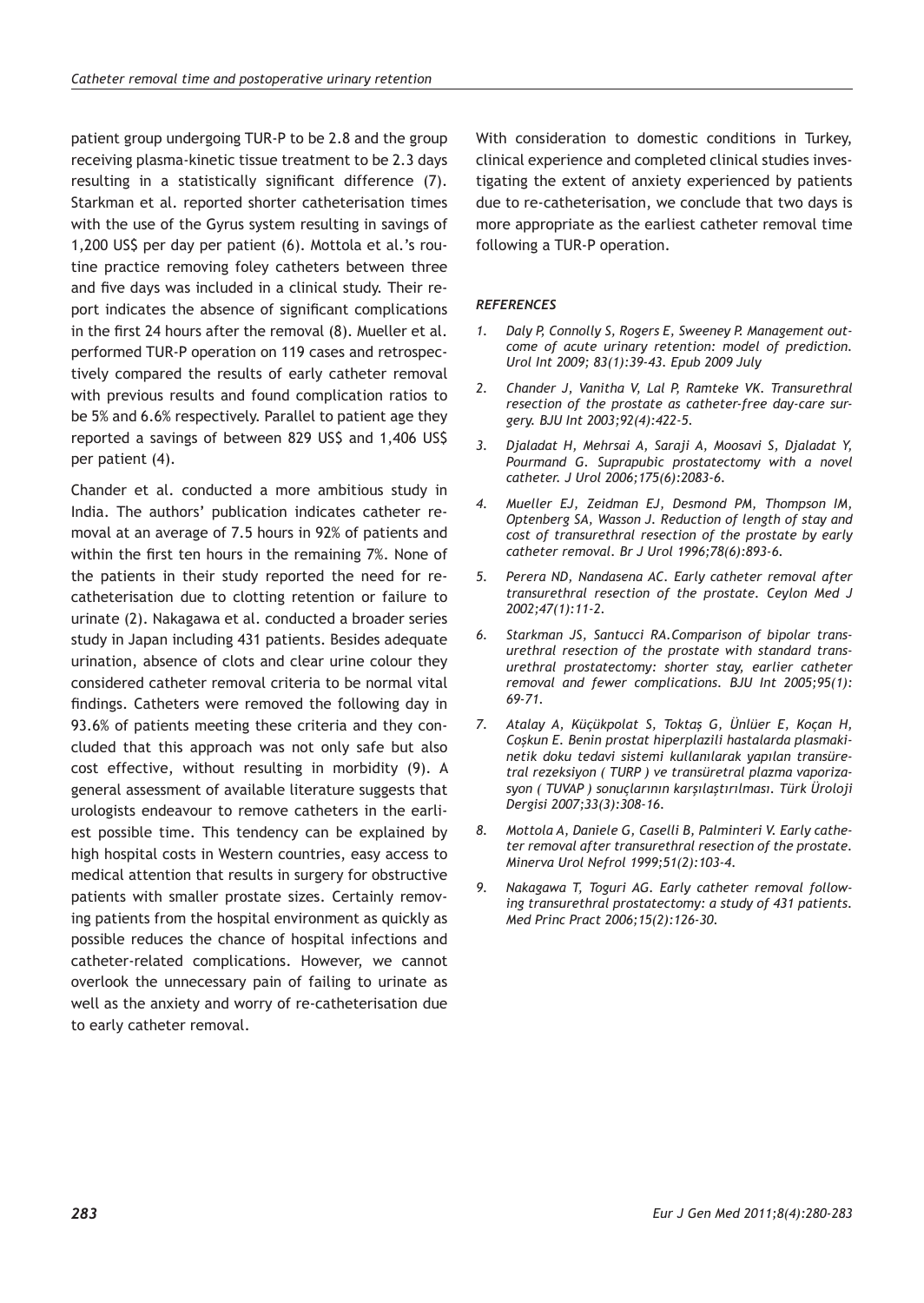patient group undergoing TUR-P to be 2.8 and the group receiving plasma-kinetic tissue treatment to be 2.3 days resulting in a statistically significant difference (7). Starkman et al. reported shorter catheterisation times with the use of the Gyrus system resulting in savings of 1,200 US$ per day per patient (6). Mottola et al.'s routine practice removing foley catheters between three and five days was included in a clinical study. Their report indicates the absence of significant complications in the first 24 hours after the removal (8). Mueller et al. performed TUR-P operation on 119 cases and retrospectively compared the results of early catheter removal with previous results and found complication ratios to be 5% and 6.6% respectively. Parallel to patient age they reported a savings of between 829 US$ and 1,406 US$ per patient (4).

Chander et al. conducted a more ambitious study in India. The authors' publication indicates catheter removal at an average of 7.5 hours in 92% of patients and within the first ten hours in the remaining 7%. None of the patients in their study reported the need for re-catheterisation due to clotting retention or failure to urinate (2). Nakagawa et al. conducted a broader series study in Japan including 431 patients. Besides adequate urination, absence of clots and clear urine colour they considered catheter removal criteria to be normal vital findings. Catheters were removed the following day in 93.6% of patients meeting these criteria and they concluded that this approach was not only safe but also cost effective, without resulting in morbidity (9). A general assessment of available literature suggests that urologists endeavour to remove catheters in the earliest possible time. This tendency can be explained by high hospital costs in Western countries, easy access to medical attention that results in surgery for obstructive patients with smaller prostate sizes. Certainly removing patients from the hospital environment as quickly as possible reduces the chance of hospital infections and catheter-related complications. However, we cannot overlook the unnecessary pain of failing to urinate as well as the anxiety and worry of re-catheterisation due to early catheter removal.

With consideration to domestic conditions in Turkey, clinical experience and completed clinical studies investigating the extent of anxiety experienced by patients due to re-catheterisation, we conclude that two days is more appropriate as the earliest catheter removal time following a TUR-P operation.

### REFERENCES

1. *Daly P, Connolly S, Rogers E, Sweeney P. Management outcome of acute urinary retention: model of prediction. Urol Int 2009; 83(1):39-43. Epub 2009 July*
2. *Chander J, Vanitha V, Lal P, Ramteke VK. Transurethral resection of the prostate as catheter-free day-care surgery. BJU Int 2003;92(4):422-5.*
3. *Djaladat H, Mehrsai A, Saraji A, Moosavi S, Djaladat Y, Pourmand G. Suprapubic prostatectomy with a novel catheter. J Urol 2006;175(6):2083-6.*
4. *Mueller EJ, Zeidman EJ, Desmond PM, Thompson IM, Optenberg SA, Wasson J. Reduction of length of stay and cost of transurethral resection of the prostate by early catheter removal. Br J Urol 1996;78(6):893-6.*
5. *Perera ND, Nandasena AC. Early catheter removal after transurethral resection of the prostate. Ceylon Med J 2002;47(1):11-2.*
6. *Starkman JS, Santucci RA.Comparison of bipolar transurethral resection of the prostate with standard transurethral prostatectomy: shorter stay, earlier catheter removal and fewer complications. BJU Int 2005;95(1): 69-71.*
7. *Atalay A, Küçükpolat S, Toktaş G, Ünlüer E, Koçan H, Coşkun E. Benin prostat hiperplazili hastalarda plasmakinetik doku tedavi sistemi kullanılarak yapılan transüretral rezeksiyon ( TURP ) ve transüretral plazma vaporizasyon ( TUVAP ) sonuçlarının karşılaştırılması. Türk Üroloji Dergisi 2007;33(3):308-16.*
8. *Mottola A, Daniele G, Caselli B, Palminteri V. Early catheter removal after transurethral resection of the prostate. Minerva Urol Nefrol 1999;51(2):103-4.*
9. *Nakagawa T, Toguri AG. Early catheter removal following transurethral prostatectomy: a study of 431 patients. Med Princ Pract 2006;15(2):126-30.*